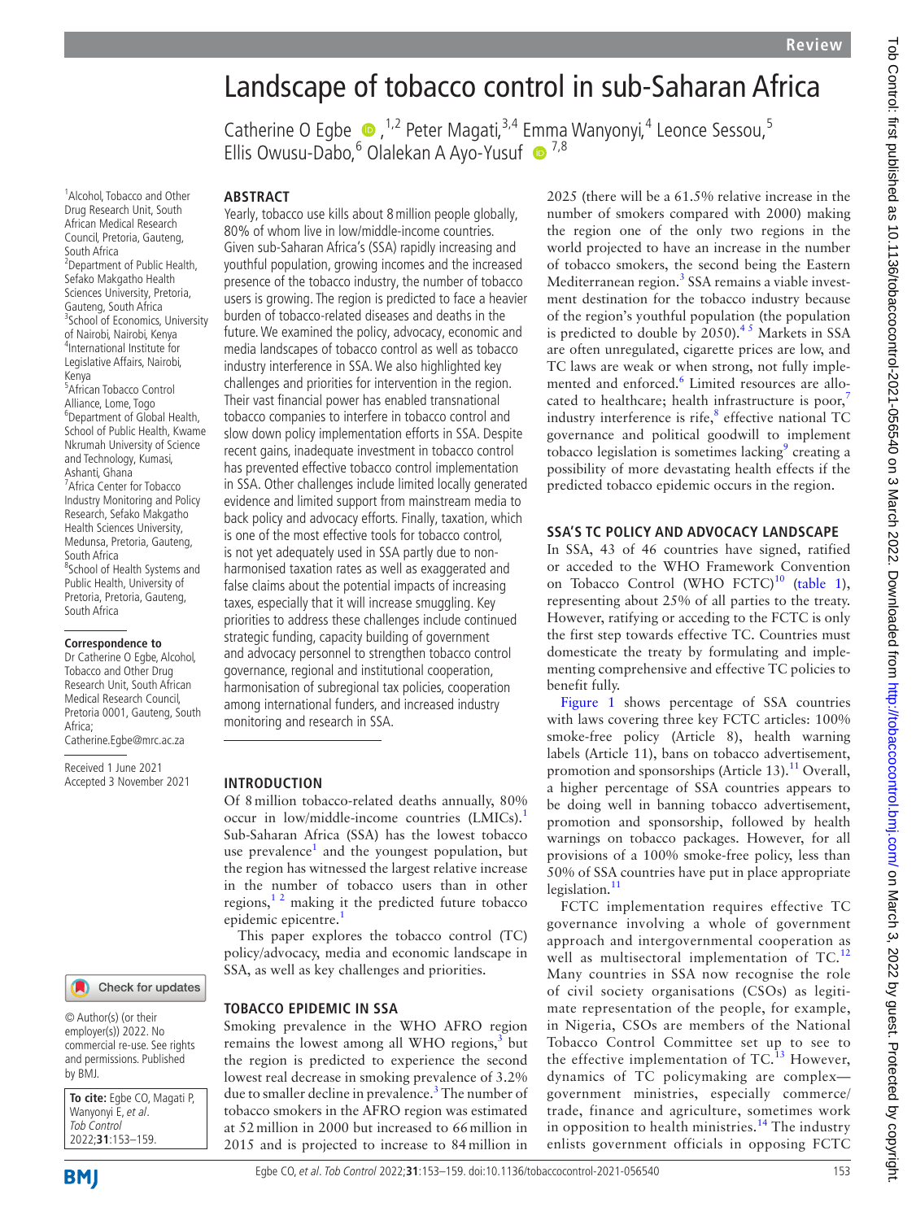# Landscape of tobacco control in sub-Saharan Africa

Catherine O Egbe[1,2], Peter Magati[3,4], Emma Wanyonyi[4], Leonce Sessou[5], Ellis Owusu-Dabo[6], Olalekan A Ayo-Yusuf[7,8]

[1]Alcohol, Tobacco and Other Drug Research Unit, South African Medical Research Council, Pretoria, Gauteng, South Africa
[2]Department of Public Health, Sefako Makgatho Health Sciences University, Pretoria, Gauteng, South Africa
[3]School of Economics, University of Nairobi, Nairobi, Kenya
[4]International Institute for Legislative Affairs, Nairobi, Kenya
[5]African Tobacco Control Alliance, Lome, Togo
[6]Department of Global Health, School of Public Health, Kwame Nkrumah University of Science and Technology, Kumasi, Ashanti, Ghana
[7]Africa Center for Tobacco Industry Monitoring and Policy Research, Sefako Makgatho Health Sciences University, Medunsa, Pretoria, Gauteng, South Africa
[8]School of Health Systems and Public Health, University of Pretoria, Pretoria, Gauteng, South Africa

**Correspondence to**
Dr Catherine O Egbe, Alcohol, Tobacco and Other Drug Research Unit, South African Medical Research Council, Pretoria 0001, Gauteng, South Africa; Catherine.Egbe@mrc.ac.za

Received 1 June 2021
Accepted 3 November 2021

© Author(s) (or their employer(s)) 2022. No commercial re-use. See rights and permissions. Published by BMJ.

**To cite:** Egbe CO, Magati P, Wanyonyi E, *et al*. *Tob Control* 2022;**31**:153–159.

## ABSTRACT

Yearly, tobacco use kills about 8 million people globally, 80% of whom live in low/middle-income countries. Given sub-Saharan Africa's (SSA) rapidly increasing and youthful population, growing incomes and the increased presence of the tobacco industry, the number of tobacco users is growing. The region is predicted to face a heavier burden of tobacco-related diseases and deaths in the future. We examined the policy, advocacy, economic and media landscapes of tobacco control as well as tobacco industry interference in SSA. We also highlighted key challenges and priorities for intervention in the region. Their vast financial power has enabled transnational tobacco companies to interfere in tobacco control and slow down policy implementation efforts in SSA. Despite recent gains, inadequate investment in tobacco control has prevented effective tobacco control implementation in SSA. Other challenges include limited locally generated evidence and limited support from mainstream media to back policy and advocacy efforts. Finally, taxation, which is one of the most effective tools for tobacco control, is not yet adequately used in SSA partly due to non-harmonised taxation rates as well as exaggerated and false claims about the potential impacts of increasing taxes, especially that it will increase smuggling. Key priorities to address these challenges include continued strategic funding, capacity building of government and advocacy personnel to strengthen tobacco control governance, regional and institutional cooperation, harmonisation of subregional tax policies, cooperation among international funders, and increased industry monitoring and research in SSA.

## INTRODUCTION

Of 8 million tobacco-related deaths annually, 80% occur in low/middle-income countries (LMICs).[1] Sub-Saharan Africa (SSA) has the lowest tobacco use prevalence[1] and the youngest population, but the region has witnessed the largest relative increase in the number of tobacco users than in other regions,[1 2] making it the predicted future tobacco epidemic epicentre.[1]

This paper explores the tobacco control (TC) policy/advocacy, media and economic landscape in SSA, as well as key challenges and priorities.

## TOBACCO EPIDEMIC IN SSA

Smoking prevalence in the WHO AFRO region remains the lowest among all WHO regions,[3] but the region is predicted to experience the second lowest real decrease in smoking prevalence of 3.2% due to smaller decline in prevalence.[3] The number of tobacco smokers in the AFRO region was estimated at 52 million in 2000 but increased to 66 million in 2015 and is projected to increase to 84 million in 2025 (there will be a 61.5% relative increase in the number of smokers compared with 2000) making the region one of the only two regions in the world projected to have an increase in the number of tobacco smokers, the second being the Eastern Mediterranean region.[3] SSA remains a viable investment destination for the tobacco industry because of the region's youthful population (the population is predicted to double by 2050).[4 5] Markets in SSA are often unregulated, cigarette prices are low, and TC laws are weak or when strong, not fully implemented and enforced.[6] Limited resources are allocated to healthcare; health infrastructure is poor,[7] industry interference is rife,[8] effective national TC governance and political goodwill to implement tobacco legislation is sometimes lacking[9] creating a possibility of more devastating health effects if the predicted tobacco epidemic occurs in the region.

## SSA'S TC POLICY AND ADVOCACY LANDSCAPE

In SSA, 43 of 46 countries have signed, ratified or acceded to the WHO Framework Convention on Tobacco Control (WHO FCTC)[10] (table 1), representing about 25% of all parties to the treaty. However, ratifying or acceding to the FCTC is only the first step towards effective TC. Countries must domesticate the treaty by formulating and implementing comprehensive and effective TC policies to benefit fully.

Figure 1 shows percentage of SSA countries with laws covering three key FCTC articles: 100% smoke-free policy (Article 8), health warning labels (Article 11), bans on tobacco advertisement, promotion and sponsorships (Article 13).[11] Overall, a higher percentage of SSA countries appears to be doing well in banning tobacco advertisement, promotion and sponsorship, followed by health warnings on tobacco packages. However, for all provisions of a 100% smoke-free policy, less than 50% of SSA countries have put in place appropriate legislation.[11]

FCTC implementation requires effective TC governance involving a whole of government approach and intergovernmental cooperation as well as multisectoral implementation of TC.[12] Many countries in SSA now recognise the role of civil society organisations (CSOs) as legitimate representation of the people, for example, in Nigeria, CSOs are members of the National Tobacco Control Committee set up to see to the effective implementation of TC.[13] However, dynamics of TC policymaking are complex—government ministries, especially commerce/trade, finance and agriculture, sometimes work in opposition to health ministries.[14] The industry enlists government officials in opposing FCTC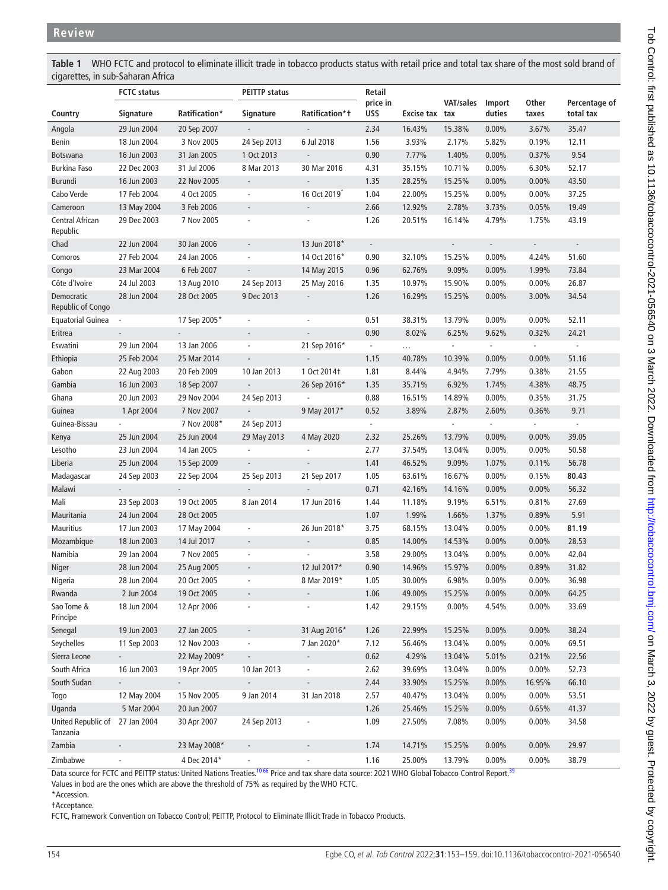**Table 1** WHO FCTC and protocol to eliminate illicit trade in tobacco products status with retail price and total tax share of the most sold brand of cigarettes, in sub-Saharan Africa

| | FCTC status | | PEITTP status | | Retail price in US$ | Excise tax | VAT/sales tax | Import duties | Other taxes | Percentage of total tax |
|---|---|---|---|---|---|---|---|---|---|---|
| Country | Signature | Ratification* | Signature | Ratification*† | | | | | | |
| Angola | 29 Jun 2004 | 20 Sep 2007 | - | - | 2.34 | 16.43% | 15.38% | 0.00% | 3.67% | 35.47 |
| Benin | 18 Jun 2004 | 3 Nov 2005 | 24 Sep 2013 | 6 Jul 2018 | 1.56 | 3.93% | 2.17% | 5.82% | 0.19% | 12.11 |
| Botswana | 16 Jun 2003 | 31 Jan 2005 | 1 Oct 2013 | - | 0.90 | 7.77% | 1.40% | 0.00% | 0.37% | 9.54 |
| Burkina Faso | 22 Dec 2003 | 31 Jul 2006 | 8 Mar 2013 | 30 Mar 2016 | 4.31 | 35.15% | 10.71% | 0.00% | 6.30% | 52.17 |
| Burundi | 16 Jun 2003 | 22 Nov 2005 | - | - | 1.35 | 28.25% | 15.25% | 0.00% | 0.00% | 43.50 |
| Cabo Verde | 17 Feb 2004 | 4 Oct 2005 | - | 16 Oct 2019* | 1.04 | 22.00% | 15.25% | 0.00% | 0.00% | 37.25 |
| Cameroon | 13 May 2004 | 3 Feb 2006 | - | - | 2.66 | 12.92% | 2.78% | 3.73% | 0.05% | 19.49 |
| Central African Republic | 29 Dec 2003 | 7 Nov 2005 | - | - | 1.26 | 20.51% | 16.14% | 4.79% | 1.75% | 43.19 |
| Chad | 22 Jun 2004 | 30 Jan 2006 | - | 13 Jun 2018* | - | | - | - | - | - |
| Comoros | 27 Feb 2004 | 24 Jan 2006 | - | 14 Oct 2016* | 0.90 | 32.10% | 15.25% | 0.00% | 4.24% | 51.60 |
| Congo | 23 Mar 2004 | 6 Feb 2007 | - | 14 May 2015 | 0.96 | 62.76% | 9.09% | 0.00% | 1.99% | 73.84 |
| Côte d'Ivoire | 24 Jul 2003 | 13 Aug 2010 | 24 Sep 2013 | 25 May 2016 | 1.35 | 10.97% | 15.90% | 0.00% | 0.00% | 26.87 |
| Democratic Republic of Congo | 28 Jun 2004 | 28 Oct 2005 | 9 Dec 2013 | - | 1.26 | 16.29% | 15.25% | 0.00% | 3.00% | 34.54 |
| Equatorial Guinea | - | 17 Sep 2005* | - | - | 0.51 | 38.31% | 13.79% | 0.00% | 0.00% | 52.11 |
| Eritrea | - | - | - | - | 0.90 | 8.02% | 6.25% | 9.62% | 0.32% | 24.21 |
| Eswatini | 29 Jun 2004 | 13 Jan 2006 | - | 21 Sep 2016* | - | … | - | - | - | - |
| Ethiopia | 25 Feb 2004 | 25 Mar 2014 | - | - | 1.15 | 40.78% | 10.39% | 0.00% | 0.00% | 51.16 |
| Gabon | 22 Aug 2003 | 20 Feb 2009 | 10 Jan 2013 | 1 Oct 2014† | 1.81 | 8.44% | 4.94% | 7.79% | 0.38% | 21.55 |
| Gambia | 16 Jun 2003 | 18 Sep 2007 | - | 26 Sep 2016* | 1.35 | 35.71% | 6.92% | 1.74% | 4.38% | 48.75 |
| Ghana | 20 Jun 2003 | 29 Nov 2004 | 24 Sep 2013 | - | 0.88 | 16.51% | 14.89% | 0.00% | 0.35% | 31.75 |
| Guinea | 1 Apr 2004 | 7 Nov 2007 | - | 9 May 2017* | 0.52 | 3.89% | 2.87% | 2.60% | 0.36% | 9.71 |
| Guinea-Bissau | - | 7 Nov 2008* | 24 Sep 2013 | | - | | - | - | - | - |
| Kenya | 25 Jun 2004 | 25 Jun 2004 | 29 May 2013 | 4 May 2020 | 2.32 | 25.26% | 13.79% | 0.00% | 0.00% | 39.05 |
| Lesotho | 23 Jun 2004 | 14 Jan 2005 | - | - | 2.77 | 37.54% | 13.04% | 0.00% | 0.00% | 50.58 |
| Liberia | 25 Jun 2004 | 15 Sep 2009 | - | - | 1.41 | 46.52% | 9.09% | 1.07% | 0.11% | 56.78 |
| Madagascar | 24 Sep 2003 | 22 Sep 2004 | 25 Sep 2013 | 21 Sep 2017 | 1.05 | 63.61% | 16.67% | 0.00% | 0.15% | **80.43** |
| Malawi | - | - | - | - | 0.71 | 42.16% | 14.16% | 0.00% | 0.00% | 56.32 |
| Mali | 23 Sep 2003 | 19 Oct 2005 | 8 Jan 2014 | 17 Jun 2016 | 1.44 | 11.18% | 9.19% | 6.51% | 0.81% | 27.69 |
| Mauritania | 24 Jun 2004 | 28 Oct 2005 | | | 1.07 | 1.99% | 1.66% | 1.37% | 0.89% | 5.91 |
| Mauritius | 17 Jun 2003 | 17 May 2004 | - | 26 Jun 2018* | 3.75 | 68.15% | 13.04% | 0.00% | 0.00% | **81.19** |
| Mozambique | 18 Jun 2003 | 14 Jul 2017 | - | - | 0.85 | 14.00% | 14.53% | 0.00% | 0.00% | 28.53 |
| Namibia | 29 Jan 2004 | 7 Nov 2005 | - | - | 3.58 | 29.00% | 13.04% | 0.00% | 0.00% | 42.04 |
| Niger | 28 Jun 2004 | 25 Aug 2005 | - | 12 Jul 2017* | 0.90 | 14.96% | 15.97% | 0.00% | 0.89% | 31.82 |
| Nigeria | 28 Jun 2004 | 20 Oct 2005 | - | 8 Mar 2019* | 1.05 | 30.00% | 6.98% | 0.00% | 0.00% | 36.98 |
| Rwanda | 2 Jun 2004 | 19 Oct 2005 | - | - | 1.06 | 49.00% | 15.25% | 0.00% | 0.00% | 64.25 |
| Sao Tome & Principe | 18 Jun 2004 | 12 Apr 2006 | - | - | 1.42 | 29.15% | 0.00% | 4.54% | 0.00% | 33.69 |
| Senegal | 19 Jun 2003 | 27 Jan 2005 | - | 31 Aug 2016* | 1.26 | 22.99% | 15.25% | 0.00% | 0.00% | 38.24 |
| Seychelles | 11 Sep 2003 | 12 Nov 2003 | - | 7 Jan 2020* | 7.12 | 56.46% | 13.04% | 0.00% | 0.00% | 69.51 |
| Sierra Leone | - | 22 May 2009* | - | - | 0.62 | 4.29% | 13.04% | 5.01% | 0.21% | 22.56 |
| South Africa | 16 Jun 2003 | 19 Apr 2005 | 10 Jan 2013 | - | 2.62 | 39.69% | 13.04% | 0.00% | 0.00% | 52.73 |
| South Sudan | - | - | - | - | 2.44 | 33.90% | 15.25% | 0.00% | 16.95% | 66.10 |
| Togo | 12 May 2004 | 15 Nov 2005 | 9 Jan 2014 | 31 Jan 2018 | 2.57 | 40.47% | 13.04% | 0.00% | 0.00% | 53.51 |
| Uganda | 5 Mar 2004 | 20 Jun 2007 | | | 1.26 | 25.46% | 15.25% | 0.00% | 0.65% | 41.37 |
| United Republic of Tanzania | 27 Jan 2004 | 30 Apr 2007 | 24 Sep 2013 | - | 1.09 | 27.50% | 7.08% | 0.00% | 0.00% | 34.58 |
| Zambia | - | 23 May 2008* | - | - | 1.74 | 14.71% | 15.25% | 0.00% | 0.00% | 29.97 |
| Zimbabwe | - | 4 Dec 2014* | - | - | 1.16 | 25.00% | 13.79% | 0.00% | 0.00% | 38.79 |

Data source for FCTC and PEITTP status: United Nations Treaties.[10 66] Price and tax share data source: 2021 WHO Global Tobacco Control Report.[39]

Values in bod are the ones which are above the threshold of 75% as required by the WHO FCTC.

*Accession.

†Acceptance.

FCTC, Framework Convention on Tobacco Control; PEITTP, Protocol to Eliminate Illicit Trade in Tobacco Products.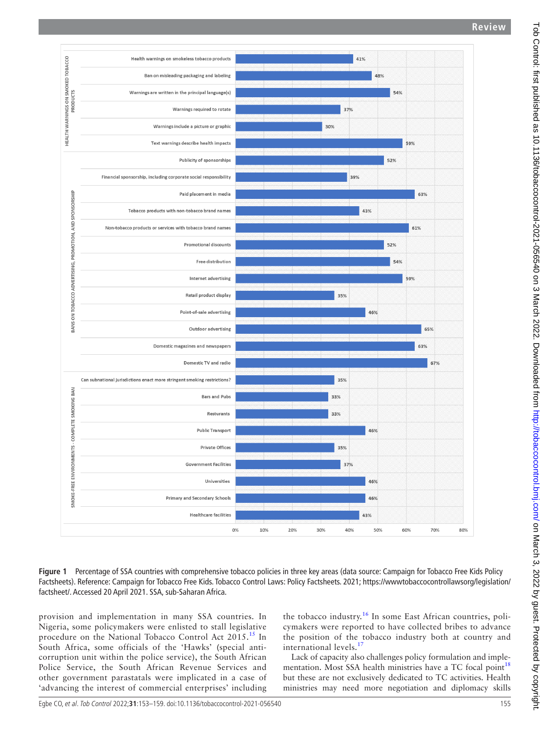| Category | Policy | Percentage |
|---|---|---|
| HEALTH WARNINGS ON SMOKED TOBACCO PRODUCTS | Health warnings on smokeless tobacco products | 41% |
| | Ban on misleading packaging and labeling | 48% |
| | Warnings are written in the principal language(s) | 54% |
| | Warnings required to rotate | 37% |
| | Warnings include a picture or graphic | 30% |
| | Text warnings describe health impacts | 59% |
| BANS ON TOBACCO ADVERTISING, PROMOTION, AND SPONSORSHIP | Publicity of sponsorships | 52% |
| | Financial sponsorship, including corporate social responsibility | 39% |
| | Paid placement in media | 63% |
| | Tobacco products with non-tobacco brand names | 43% |
| | Non-tobacco products or services with tobacco brand names | 61% |
| | Promotional discounts | 52% |
| | Free distribution | 54% |
| | Internet advertising | 59% |
| | Retail product display | 35% |
| | Point-of-sale advertising | 46% |
| | Outdoor advertising | 65% |
| | Domestic magazines and newspapers | 63% |
| | Domestic TV and radio | 67% |
| SMOKE-FREE ENVIRONMENTS - COMPLETE SMOKING BAN | Can subnational jurisdictions enact more stringent smoking restrictions? | 35% |
| | Bars and Pubs | 33% |
| | Resturants | 33% |
| | Public Transport | 46% |
| | Private Offices | 35% |
| | Government Facilities | 37% |
| | Universities | 46% |
| | Primary and Secondary Schools | 46% |
| | Healthcare facilities | 43% |

**Figure 1** Percentage of SSA countries with comprehensive tobacco policies in three key areas (data source: Campaign for Tobacco Free Kids Policy Factsheets). Reference: Campaign for Tobacco Free Kids. Tobacco Control Laws: Policy Factsheets. 2021; https://wwwtobaccocontrollawsorg/legislation/factsheet/. Accessed 20 April 2021. SSA, sub-Saharan Africa.

provision and implementation in many SSA countries. In Nigeria, some policymakers were enlisted to stall legislative procedure on the National Tobacco Control Act 2015.[15] In South Africa, some officials of the 'Hawks' (special anti-corruption unit within the police service), the South African Police Service, the South African Revenue Services and other government parastatals were implicated in a case of 'advancing the interest of commercial enterprises' including the tobacco industry.[16] In some East African countries, policymakers were reported to have collected bribes to advance the position of the tobacco industry both at country and international levels.[17]

Lack of capacity also challenges policy formulation and implementation. Most SSA health ministries have a TC focal point[18] but these are not exclusively dedicated to TC activities. Health ministries may need more negotiation and diplomacy skills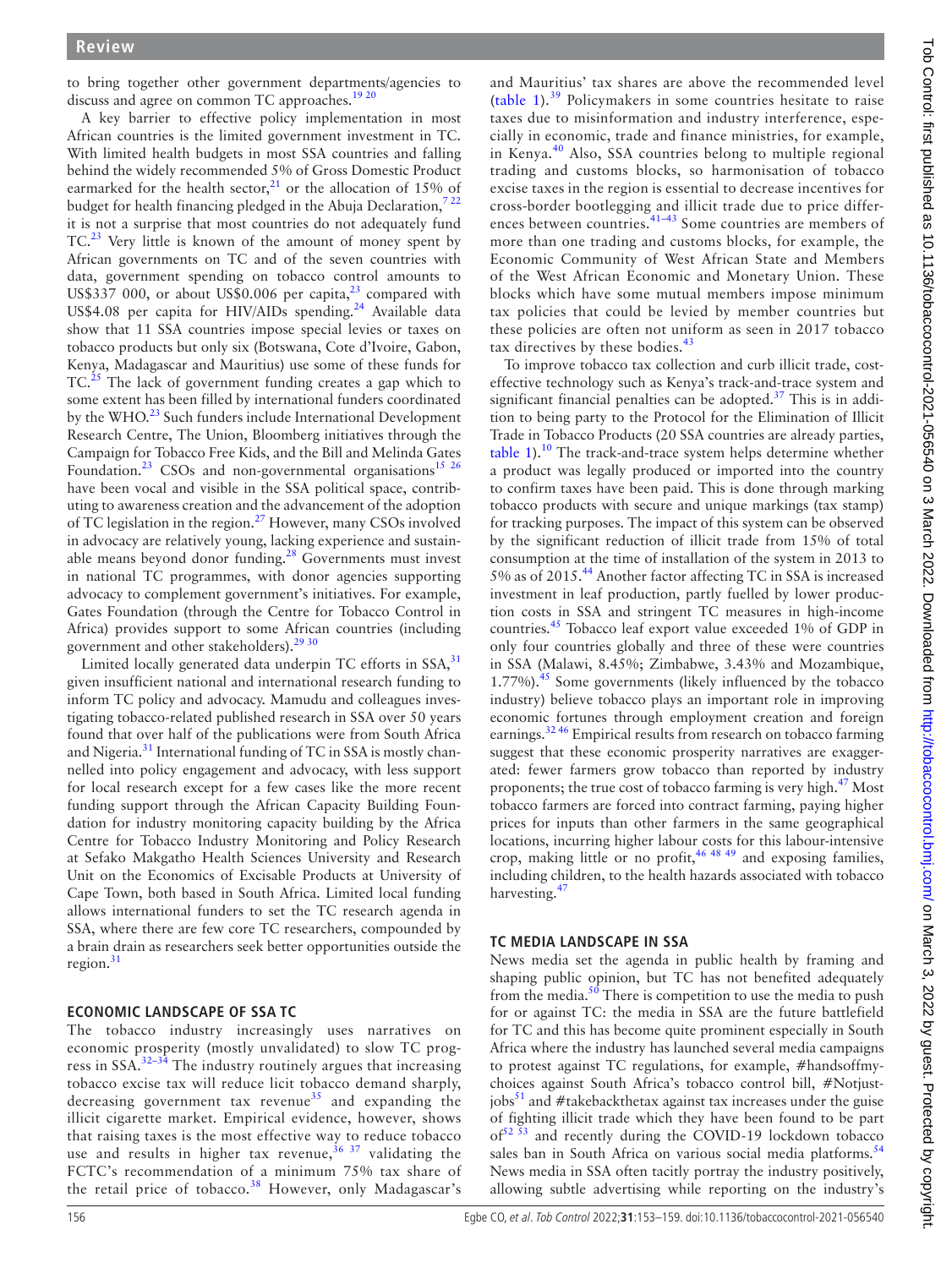to bring together other government departments/agencies to discuss and agree on common TC approaches.[19 20]

A key barrier to effective policy implementation in most African countries is the limited government investment in TC. With limited health budgets in most SSA countries and falling behind the widely recommended 5% of Gross Domestic Product earmarked for the health sector,[21] or the allocation of 15% of budget for health financing pledged in the Abuja Declaration,[7 22] it is not a surprise that most countries do not adequately fund TC.[23] Very little is known of the amount of money spent by African governments on TC and of the seven countries with data, government spending on tobacco control amounts to US$337 000, or about US$0.006 per capita,[23] compared with US$4.08 per capita for HIV/AIDs spending.[24] Available data show that 11 SSA countries impose special levies or taxes on tobacco products but only six (Botswana, Cote d'Ivoire, Gabon, Kenya, Madagascar and Mauritius) use some of these funds for TC.[25] The lack of government funding creates a gap which to some extent has been filled by international funders coordinated by the WHO.[23] Such funders include International Development Research Centre, The Union, Bloomberg initiatives through the Campaign for Tobacco Free Kids, and the Bill and Melinda Gates Foundation.[23] CSOs and non-governmental organisations[15 26] have been vocal and visible in the SSA political space, contributing to awareness creation and the advancement of the adoption of TC legislation in the region.[27] However, many CSOs involved in advocacy are relatively young, lacking experience and sustainable means beyond donor funding.[28] Governments must invest in national TC programmes, with donor agencies supporting advocacy to complement government's initiatives. For example, Gates Foundation (through the Centre for Tobacco Control in Africa) provides support to some African countries (including government and other stakeholders).[29 30]

Limited locally generated data underpin TC efforts in SSA,[31] given insufficient national and international research funding to inform TC policy and advocacy. Mamudu and colleagues investigating tobacco-related published research in SSA over 50 years found that over half of the publications were from South Africa and Nigeria.[31] International funding of TC in SSA is mostly channelled into policy engagement and advocacy, with less support for local research except for a few cases like the more recent funding support through the African Capacity Building Foundation for industry monitoring capacity building by the Africa Centre for Tobacco Industry Monitoring and Policy Research at Sefako Makgatho Health Sciences University and Research Unit on the Economics of Excisable Products at University of Cape Town, both based in South Africa. Limited local funding allows international funders to set the TC research agenda in SSA, where there are few core TC researchers, compounded by a brain drain as researchers seek better opportunities outside the region.[31]

## ECONOMIC LANDSCAPE OF SSA TC

The tobacco industry increasingly uses narratives on economic prosperity (mostly unvalidated) to slow TC progress in SSA.[32–34] The industry routinely argues that increasing tobacco excise tax will reduce licit tobacco demand sharply, decreasing government tax revenue[35] and expanding the illicit cigarette market. Empirical evidence, however, shows that raising taxes is the most effective way to reduce tobacco use and results in higher tax revenue,[36 37] validating the FCTC's recommendation of a minimum 75% tax share of the retail price of tobacco.[38] However, only Madagascar's and Mauritius' tax shares are above the recommended level (table 1).[39] Policymakers in some countries hesitate to raise taxes due to misinformation and industry interference, especially in economic, trade and finance ministries, for example, in Kenya.[40] Also, SSA countries belong to multiple regional trading and customs blocks, so harmonisation of tobacco excise taxes in the region is essential to decrease incentives for cross-border bootlegging and illicit trade due to price differences between countries.[41–43] Some countries are members of more than one trading and customs blocks, for example, the Economic Community of West African State and Members of the West African Economic and Monetary Union. These blocks which have some mutual members impose minimum tax policies that could be levied by member countries but these policies are often not uniform as seen in 2017 tobacco tax directives by these bodies.[43]

To improve tobacco tax collection and curb illicit trade, cost-effective technology such as Kenya's track-and-trace system and significant financial penalties can be adopted.[37] This is in addition to being party to the Protocol for the Elimination of Illicit Trade in Tobacco Products (20 SSA countries are already parties, table 1).[10] The track-and-trace system helps determine whether a product was legally produced or imported into the country to confirm taxes have been paid. This is done through marking tobacco products with secure and unique markings (tax stamp) for tracking purposes. The impact of this system can be observed by the significant reduction of illicit trade from 15% of total consumption at the time of installation of the system in 2013 to 5% as of 2015.[44] Another factor affecting TC in SSA is increased investment in leaf production, partly fuelled by lower production costs in SSA and stringent TC measures in high-income countries.[45] Tobacco leaf export value exceeded 1% of GDP in only four countries globally and three of these were countries in SSA (Malawi, 8.45%; Zimbabwe, 3.43% and Mozambique, 1.77%).[45] Some governments (likely influenced by the tobacco industry) believe tobacco plays an important role in improving economic fortunes through employment creation and foreign earnings.[32 46] Empirical results from research on tobacco farming suggest that these economic prosperity narratives are exaggerated: fewer farmers grow tobacco than reported by industry proponents; the true cost of tobacco farming is very high.[47] Most tobacco farmers are forced into contract farming, paying higher prices for inputs than other farmers in the same geographical locations, incurring higher labour costs for this labour-intensive crop, making little or no profit,[46 48 49] and exposing families, including children, to the health hazards associated with tobacco harvesting.[47]

## TC MEDIA LANDSCAPE IN SSA

News media set the agenda in public health by framing and shaping public opinion, but TC has not benefited adequately from the media.[50] There is competition to use the media to push for or against TC: the media in SSA are the future battlefield for TC and this has become quite prominent especially in South Africa where the industry has launched several media campaigns to protest against TC regulations, for example, #handsoffmychoices against South Africa's tobacco control bill, #Notjustjobs[51] and #takebackthetax against tax increases under the guise of fighting illicit trade which they have been found to be part of[52 53] and recently during the COVID-19 lockdown tobacco sales ban in South Africa on various social media platforms.[54] News media in SSA often tacitly portray the industry positively, allowing subtle advertising while reporting on the industry's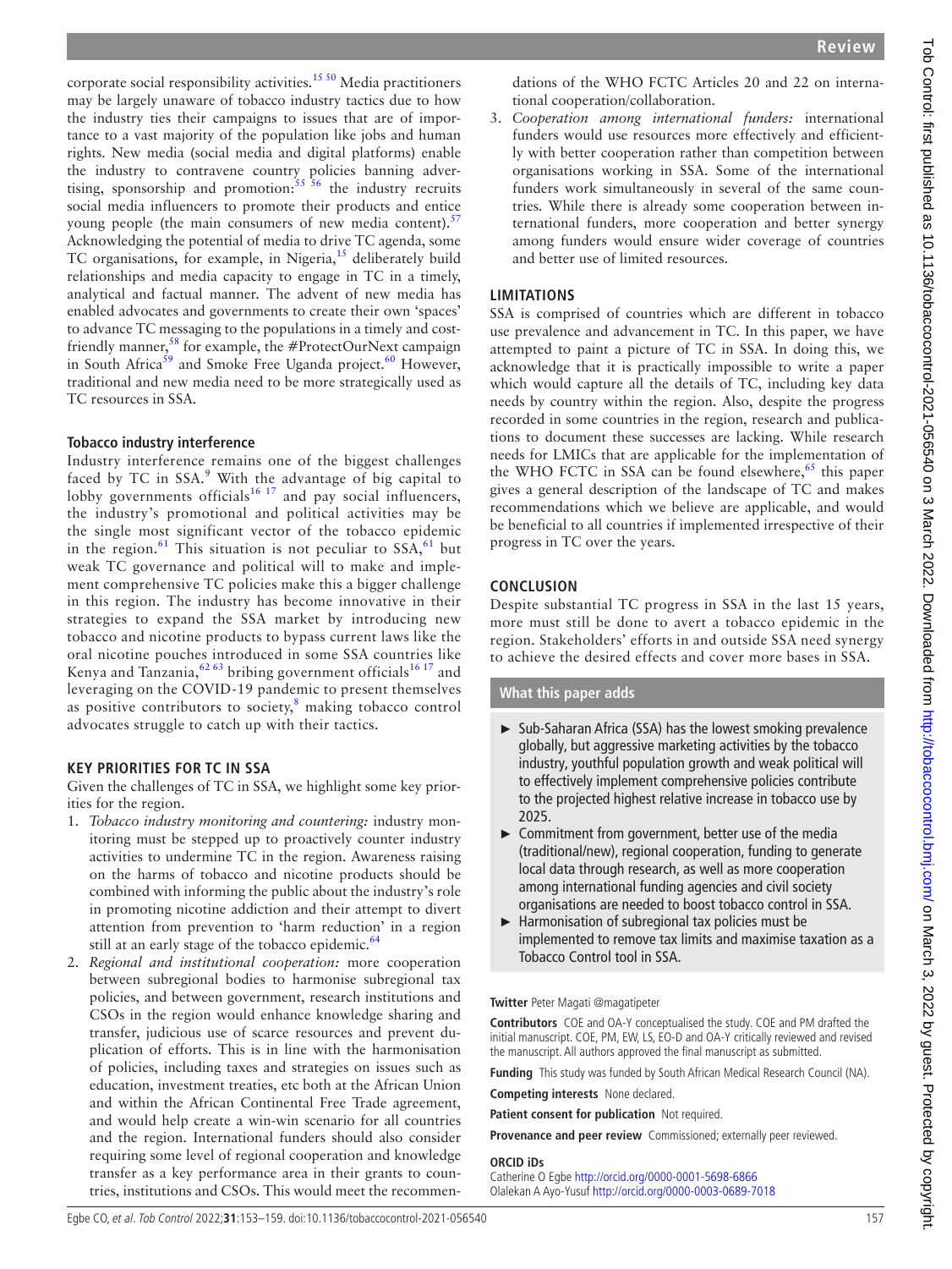corporate social responsibility activities.[15,50] Media practitioners may be largely unaware of tobacco industry tactics due to how the industry ties their campaigns to issues that are of importance to a vast majority of the population like jobs and human rights. New media (social media and digital platforms) enable the industry to contravene country policies banning advertising, sponsorship and promotion:[55,56] the industry recruits social media influencers to promote their products and entice young people (the main consumers of new media content).[57] Acknowledging the potential of media to drive TC agenda, some TC organisations, for example, in Nigeria,[15] deliberately build relationships and media capacity to engage in TC in a timely, analytical and factual manner. The advent of new media has enabled advocates and governments to create their own 'spaces' to advance TC messaging to the populations in a timely and cost-friendly manner,[58] for example, the #ProtectOurNext campaign in South Africa[59] and Smoke Free Uganda project.[60] However, traditional and new media need to be more strategically used as TC resources in SSA.

### Tobacco industry interference

Industry interference remains one of the biggest challenges faced by TC in SSA.[9] With the advantage of big capital to lobby governments officials[16,17] and pay social influencers, the industry's promotional and political activities may be the single most significant vector of the tobacco epidemic in the region.[61] This situation is not peculiar to SSA,[61] but weak TC governance and political will to make and implement comprehensive TC policies make this a bigger challenge in this region. The industry has become innovative in their strategies to expand the SSA market by introducing new tobacco and nicotine products to bypass current laws like the oral nicotine pouches introduced in some SSA countries like Kenya and Tanzania,[62,63] bribing government officials[16,17] and leveraging on the COVID-19 pandemic to present themselves as positive contributors to society,[8] making tobacco control advocates struggle to catch up with their tactics.

## KEY PRIORITIES FOR TC IN SSA

Given the challenges of TC in SSA, we highlight some key priorities for the region.

1. *Tobacco industry monitoring and countering:* industry monitoring must be stepped up to proactively counter industry activities to undermine TC in the region. Awareness raising on the harms of tobacco and nicotine products should be combined with informing the public about the industry's role in promoting nicotine addiction and their attempt to divert attention from prevention to 'harm reduction' in a region still at an early stage of the tobacco epidemic.[64]
2. *Regional and institutional cooperation:* more cooperation between subregional bodies to harmonise subregional tax policies, and between government, research institutions and CSOs in the region would enhance knowledge sharing and transfer, judicious use of scarce resources and prevent duplication of efforts. This is in line with the harmonisation of policies, including taxes and strategies on issues such as education, investment treaties, etc both at the African Union and within the African Continental Free Trade agreement, and would help create a win-win scenario for all countries and the region. International funders should also consider requiring some level of regional cooperation and knowledge transfer as a key performance area in their grants to countries, institutions and CSOs. This would meet the recommendations of the WHO FCTC Articles 20 and 22 on international cooperation/collaboration.
3. *Cooperation among international funders:* international funders would use resources more effectively and efficiently with better cooperation rather than competition between organisations working in SSA. Some of the international funders work simultaneously in several of the same countries. While there is already some cooperation between international funders, more cooperation and better synergy among funders would ensure wider coverage of countries and better use of limited resources.

## LIMITATIONS

SSA is comprised of countries which are different in tobacco use prevalence and advancement in TC. In this paper, we have attempted to paint a picture of TC in SSA. In doing this, we acknowledge that it is practically impossible to write a paper which would capture all the details of TC, including key data needs by country within the region. Also, despite the progress recorded in some countries in the region, research and publications to document these successes are lacking. While research needs for LMICs that are applicable for the implementation of the WHO FCTC in SSA can be found elsewhere,[65] this paper gives a general description of the landscape of TC and makes recommendations which we believe are applicable, and would be beneficial to all countries if implemented irrespective of their progress in TC over the years.

## CONCLUSION

Despite substantial TC progress in SSA in the last 15 years, more must still be done to avert a tobacco epidemic in the region. Stakeholders' efforts in and outside SSA need synergy to achieve the desired effects and cover more bases in SSA.

### What this paper adds

- Sub-Saharan Africa (SSA) has the lowest smoking prevalence globally, but aggressive marketing activities by the tobacco industry, youthful population growth and weak political will to effectively implement comprehensive policies contribute to the projected highest relative increase in tobacco use by 2025.
- Commitment from government, better use of the media (traditional/new), regional cooperation, funding to generate local data through research, as well as more cooperation among international funding agencies and civil society organisations are needed to boost tobacco control in SSA.
- Harmonisation of subregional tax policies must be implemented to remove tax limits and maximise taxation as a Tobacco Control tool in SSA.

**Twitter** Peter Magati @magatipeter

**Contributors** COE and OA-Y conceptualised the study. COE and PM drafted the initial manuscript. COE, PM, EW, LS, EO-D and OA-Y critically reviewed and revised the manuscript. All authors approved the final manuscript as submitted.

**Funding** This study was funded by South African Medical Research Council (NA).

**Competing interests** None declared.

**Patient consent for publication** Not required.

**Provenance and peer review** Commissioned; externally peer reviewed.

**ORCID iDs**

Catherine O Egbe http://orcid.org/0000-0001-5698-6866
Olalekan A Ayo-Yusuf http://orcid.org/0000-0003-0689-7018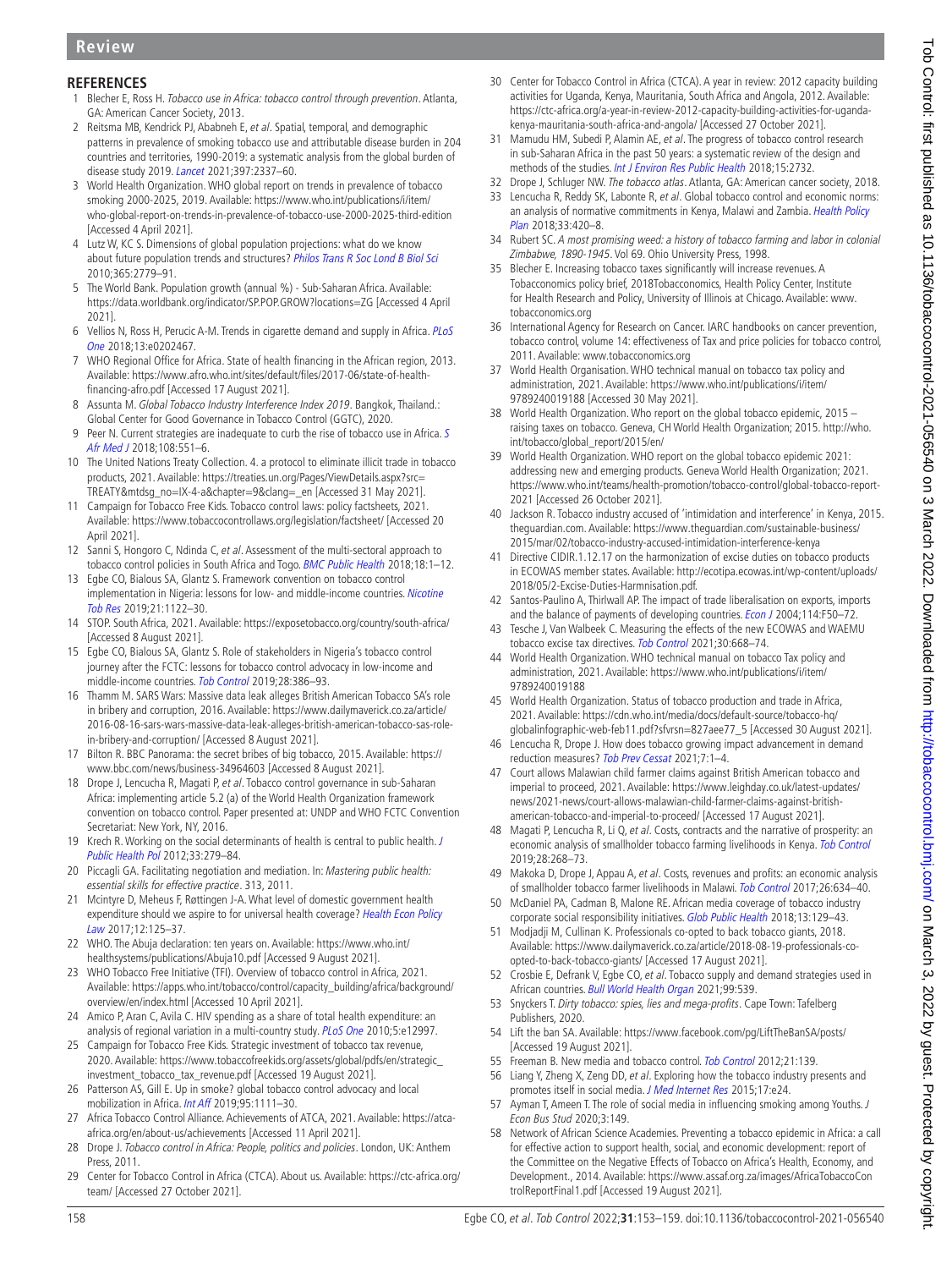## REFERENCES

1. Blecher E, Ross H. *Tobacco use in Africa: tobacco control through prevention*. Atlanta, GA: American Cancer Society, 2013.
2. Reitsma MB, Kendrick PJ, Ababneh E, *et al*. Spatial, temporal, and demographic patterns in prevalence of smoking tobacco use and attributable disease burden in 204 countries and territories, 1990-2019: a systematic analysis from the global burden of disease study 2019. *Lancet* 2021;397:2337–60.
3. World Health Organization. WHO global report on trends in prevalence of tobacco smoking 2000-2025, 2019. Available: https://www.who.int/publications/i/item/who-global-report-on-trends-in-prevalence-of-tobacco-use-2000-2025-third-edition [Accessed 4 April 2021].
4. Lutz W, KC S. Dimensions of global population projections: what do we know about future population trends and structures? *Philos Trans R Soc Lond B Biol Sci* 2010;365:2779–91.
5. The World Bank. Population growth (annual %) - Sub-Saharan Africa. Available: https://data.worldbank.org/indicator/SP.POP.GROW?locations=ZG [Accessed 4 April 2021].
6. Vellios N, Ross H, Perucic A-M. Trends in cigarette demand and supply in Africa. *PLoS One* 2018;13:e0202467.
7. WHO Regional Office for Africa. State of health financing in the African region, 2013. Available: https://www.afro.who.int/sites/default/files/2017-06/state-of-health-financing-afro.pdf [Accessed 17 August 2021].
8. Assunta M. *Global Tobacco Industry Interference Index 2019*. Bangkok, Thailand.: Global Center for Good Governance in Tobacco Control (GGTC), 2020.
9. Peer N. Current strategies are inadequate to curb the rise of tobacco use in Africa. *S Afr Med J* 2018;108:551–6.
10. The United Nations Treaty Collection. 4. a protocol to eliminate illicit trade in tobacco products, 2021. Available: https://treaties.un.org/Pages/ViewDetails.aspx?src=TREATY&mtdsg_no=IX-4-a&chapter=9&clang=_en [Accessed 31 May 2021].
11. Campaign for Tobacco Free Kids. Tobacco control laws: policy factsheets, 2021. Available: https://www.tobaccocontrollaws.org/legislation/factsheet/ [Accessed 20 April 2021].
12. Sanni S, Hongoro C, Ndinda C, *et al*. Assessment of the multi-sectoral approach to tobacco control policies in South Africa and Togo. *BMC Public Health* 2018;18:1–12.
13. Egbe CO, Bialous SA, Glantz S. Framework convention on tobacco control implementation in Nigeria: lessons for low- and middle-income countries. *Nicotine Tob Res* 2019;21:1122–30.
14. STOP. South Africa, 2021. Available: https://exposetobacco.org/country/south-africa/ [Accessed 8 August 2021].
15. Egbe CO, Bialous SA, Glantz S. Role of stakeholders in Nigeria's tobacco control journey after the FCTC: lessons for tobacco control advocacy in low-income and middle-income countries. *Tob Control* 2019;28:386–93.
16. Thamm M. SARS Wars: Massive data leak alleges British American Tobacco SA's role in bribery and corruption, 2016. Available: https://www.dailymaverick.co.za/article/2016-08-16-sars-wars-massive-data-leak-alleges-british-american-tobacco-sas-role-in-bribery-and-corruption/ [Accessed 8 August 2021].
17. Bilton R. BBC Panorama: the secret bribes of big tobacco, 2015. Available: https://www.bbc.com/news/business-34964603 [Accessed 8 August 2021].
18. Drope J, Lencucha R, Magati P, *et al*. Tobacco control governance in sub-Saharan Africa: implementing article 5.2 (a) of the World Health Organization framework convention on tobacco control. Paper presented at: UNDP and WHO FCTC Convention Secretariat: New York, NY, 2016.
19. Krech R. Working on the social determinants of health is central to public health. *J Public Health Pol* 2012;33:279–84.
20. Piccagli GA. Facilitating negotiation and mediation. In: *Mastering public health: essential skills for effective practice*. 313, 2011.
21. Mcintyre D, Meheus F, Røttingen J-A. What level of domestic government health expenditure should we aspire to for universal health coverage? *Health Econ Policy Law* 2017;12:125–37.
22. WHO. The Abuja declaration: ten years on. Available: https://www.who.int/healthsystems/publications/Abuja10.pdf [Accessed 9 August 2021].
23. WHO Tobacco Free Initiative (TFI). Overview of tobacco control in Africa, 2021. Available: https://apps.who.int/tobacco/control/capacity_building/africa/background/overview/en/index.html [Accessed 10 April 2021].
24. Amico P, Aran C, Avila C. HIV spending as a share of total health expenditure: an analysis of regional variation in a multi-country study. *PLoS One* 2010;5:e12997.
25. Campaign for Tobacco Free Kids. Strategic investment of tobacco tax revenue, 2020. Available: https://www.tobaccofreekids.org/assets/global/pdfs/en/strategic_investment_tobacco_tax_revenue.pdf [Accessed 19 August 2021].
26. Patterson AS, Gill E. Up in smoke? global tobacco control advocacy and local mobilization in Africa. *Int Aff* 2019;95:1111–30.
27. Africa Tobacco Control Alliance. Achievements of ATCA, 2021. Available: https://atca-africa.org/en/about-us/achievements [Accessed 11 April 2021].
28. Drope J. *Tobacco control in Africa: People, politics and policies*. London, UK: Anthem Press, 2011.
29. Center for Tobacco Control in Africa (CTCA). About us. Available: https://ctc-africa.org/team/ [Accessed 27 October 2021].
30. Center for Tobacco Control in Africa (CTCA). A year in review: 2012 capacity building activities for Uganda, Kenya, Mauritania, South Africa and Angola, 2012. Available: https://ctc-africa.org/a-year-in-review-2012-capacity-building-activities-for-uganda-kenya-mauritania-south-africa-and-angola/ [Accessed 27 October 2021].
31. Mamudu HM, Subedi P, Alamin AE, *et al*. The progress of tobacco control research in sub-Saharan Africa in the past 50 years: a systematic review of the design and methods of the studies. *Int J Environ Res Public Health* 2018;15:2732.
32. Drope J, Schluger NW. *The tobacco atlas*. Atlanta, GA: American cancer society, 2018.
33. Lencucha R, Reddy SK, Labonte R, *et al*. Global tobacco control and economic norms: an analysis of normative commitments in Kenya, Malawi and Zambia. *Health Policy Plan* 2018;33:420–8.
34. Rubert SC. *A most promising weed: a history of tobacco farming and labor in colonial Zimbabwe, 1890-1945*. Vol 69. Ohio University Press, 1998.
35. Blecher E. Increasing tobacco taxes significantly will increase revenues. A Tobacconomics policy brief, 2018Tobacconomics, Health Policy Center, Institute for Health Research and Policy, University of Illinois at Chicago. Available: www.tobacconomics.org
36. International Agency for Research on Cancer. IARC handbooks on cancer prevention, tobacco control, volume 14: effectiveness of Tax and price policies for tobacco control, 2011. Available: www.tobacconomics.org
37. World Health Organisation. WHO technical manual on tobacco tax policy and administration, 2021. Available: https://www.who.int/publications/i/item/9789240019188 [Accessed 30 May 2021].
38. World Health Organization. Who report on the global tobacco epidemic, 2015 – raising taxes on tobacco. Geneva, CH World Health Organization; 2015. http://who.int/tobacco/global_report/2015/en/
39. World Health Organization. WHO report on the global tobacco epidemic 2021: addressing new and emerging products. Geneva World Health Organization; 2021. https://www.who.int/teams/health-promotion/tobacco-control/global-tobacco-report-2021 [Accessed 26 October 2021].
40. Jackson R. Tobacco industry accused of 'intimidation and interference' in Kenya, 2015. theguardian.com. Available: https://www.theguardian.com/sustainable-business/2015/mar/02/tobacco-industry-accused-intimidation-interference-kenya
41. Directive CIDIR.1.12.17 on the harmonization of excise duties on tobacco products in ECOWAS member states. Available: http://ecotipa.ecowas.int/wp-content/uploads/2018/05/2-Excise-Duties-Harmnisation.pdf.
42. Santos-Paulino A, Thirlwall AP. The impact of trade liberalisation on exports, imports and the balance of payments of developing countries. *Econ J* 2004;114:F50–72.
43. Tesche J, Van Walbeek C. Measuring the effects of the new ECOWAS and WAEMU tobacco excise tax directives. *Tob Control* 2021;30:668–74.
44. World Health Organization. WHO technical manual on tobacco Tax policy and administration, 2021. Available: https://www.who.int/publications/i/item/9789240019188
45. World Health Organization. Status of tobacco production and trade in Africa, 2021. Available: https://cdn.who.int/media/docs/default-source/tobacco-hq/globalinfographic-web-feb11.pdf?sfvrsn=827aee77_5 [Accessed 30 August 2021].
46. Lencucha R, Drope J. How does tobacco growing impact advancement in demand reduction measures? *Tob Prev Cessat* 2021;7:1–4.
47. Court allows Malawian child farmer claims against British American tobacco and imperial to proceed, 2021. Available: https://www.leighday.co.uk/latest-updates/news/2021-news/court-allows-malawian-child-farmer-claims-against-british-american-tobacco-and-imperial-to-proceed/ [Accessed 17 August 2021].
48. Magati P, Lencucha R, Li Q, *et al*. Costs, contracts and the narrative of prosperity: an economic analysis of smallholder tobacco farming livelihoods in Kenya. *Tob Control* 2019;28:268–73.
49. Makoka D, Drope J, Appau A, *et al*. Costs, revenues and profits: an economic analysis of smallholder tobacco farmer livelihoods in Malawi. *Tob Control* 2017;26:634–40.
50. McDaniel PA, Cadman B, Malone RE. African media coverage of tobacco industry corporate social responsibility initiatives. *Glob Public Health* 2018;13:129–43.
51. Modjadji M, Cullinan K. Professionals co-opted to back tobacco giants, 2018. Available: https://www.dailymaverick.co.za/article/2018-08-19-professionals-co-opted-to-back-tobacco-giants/ [Accessed 17 August 2021].
52. Crosbie E, Defrank V, Egbe CO, *et al*. Tobacco supply and demand strategies used in African countries. *Bull World Health Organ* 2021;99:539.
53. Snyckers T. *Dirty tobacco: spies, lies and mega-profits*. Cape Town: Tafelberg Publishers, 2020.
54. Lift the ban SA. Available: https://www.facebook.com/pg/LiftTheBanSA/posts/ [Accessed 19 August 2021].
55. Freeman B. New media and tobacco control. *Tob Control* 2012;21:139.
56. Liang Y, Zheng X, Zeng DD, *et al*. Exploring how the tobacco industry presents and promotes itself in social media. *J Med Internet Res* 2015;17:e24.
57. Ayman T, Ameen T. The role of social media in influencing smoking among Youths. *J Econ Bus Stud* 2020;3:149.
58. Network of African Science Academies. Preventing a tobacco epidemic in Africa: a call for effective action to support health, social, and economic development: report of the Committee on the Negative Effects of Tobacco on Africa's Health, Economy, and Development., 2014. Available: https://www.assaf.org.za/images/AfricaTobaccoControlReportFinal1.pdf [Accessed 19 August 2021].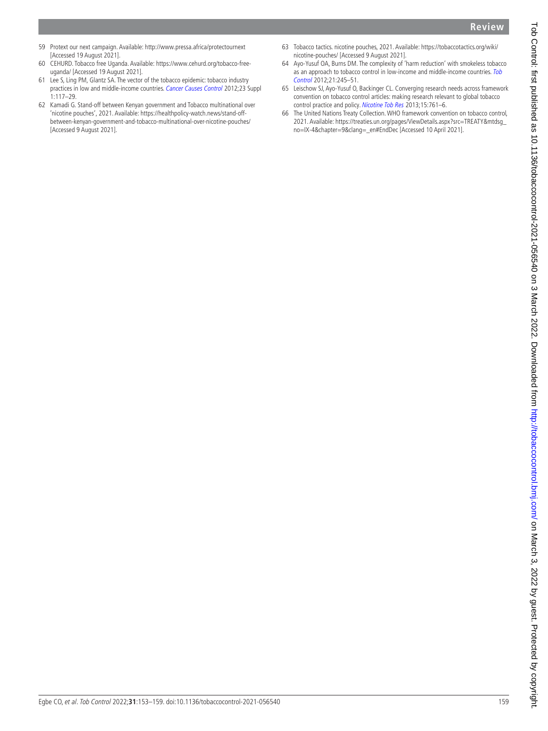59 Protext our next campaign. Available: http://www.pressa.africa/protectournext [Accessed 19 August 2021].

60 CEHURD. Tobacco free Uganda. Available: https://www.cehurd.org/tobacco-free-uganda/ [Accessed 19 August 2021].

61 Lee S, Ling PM, Glantz SA. The vector of the tobacco epidemic: tobacco industry practices in low and middle-income countries. *Cancer Causes Control* 2012;23 Suppl 1:117–29.

62 Kamadi G. Stand-off between Kenyan government and Tobacco multinational over 'nicotine pouches', 2021. Available: https://healthpolicy-watch.news/stand-off-between-kenyan-government-and-tobacco-multinational-over-nicotine-pouches/ [Accessed 9 August 2021].

63 Tobacco tactics. nicotine pouches, 2021. Available: https://tobaccotactics.org/wiki/nicotine-pouches/ [Accessed 9 August 2021].

64 Ayo-Yusuf OA, Burns DM. The complexity of 'harm reduction' with smokeless tobacco as an approach to tobacco control in low-income and middle-income countries. *Tob Control* 2012;21:245–51.

65 Leischow SJ, Ayo-Yusuf O, Backinger CL. Converging research needs across framework convention on tobacco control articles: making research relevant to global tobacco control practice and policy. *Nicotine Tob Res* 2013;15:761–6.

66 The United Nations Treaty Collection. WHO framework convention on tobacco control, 2021. Available: https://treaties.un.org/pages/ViewDetails.aspx?src=TREATY&mtdsg_no=IX-4&chapter=9&clang=_en#EndDec [Accessed 10 April 2021].